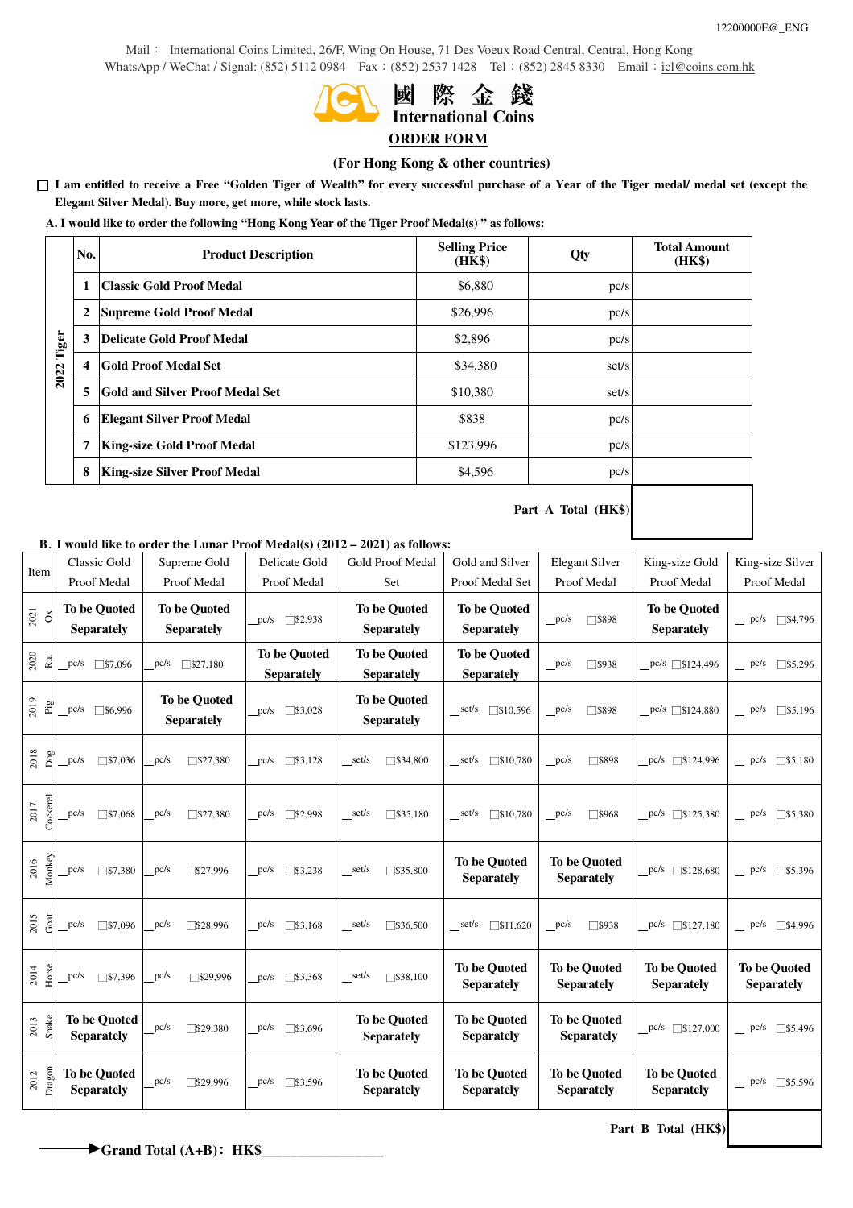12200000E@_ENG

Mail： International Coins Limited, 26/F, Wing On House, 71 Des Voeux Road Central, Central, Hong Kong
WhatsApp / WeChat / Signal: (852) 5112 0984 Fax：(852) 2537 1428 Tel：(852) 2845 8330 Email：icl@coins.com.hk

國 際 金 錢
International Coins

# ORDER FORM

## (For Hong Kong & other countries)

☐ **I am entitled to receive a Free "Golden Tiger of Wealth" for every successful purchase of a Year of the Tiger medal/ medal set (except the Elegant Silver Medal). Buy more, get more, while stock lasts.**

**A. I would like to order the following "Hong Kong Year of the Tiger Proof Medal(s)" as follows:**

| | No. | Product Description | Selling Price (HK$) | Qty | Total Amount (HK$) |
|---|---|---|---|---|---|
| 2022 Tiger | 1 | Classic Gold Proof Medal | $6,880 | pc/s | |
| | 2 | Supreme Gold Proof Medal | $26,996 | pc/s | |
| | 3 | Delicate Gold Proof Medal | $2,896 | pc/s | |
| | 4 | Gold Proof Medal Set | $34,380 | set/s | |
| | 5 | Gold and Silver Proof Medal Set | $10,380 | set/s | |
| | 6 | Elegant Silver Proof Medal | $838 | pc/s | |
| | 7 | King-size Gold Proof Medal | $123,996 | pc/s | |
| | 8 | King-size Silver Proof Medal | $4,596 | pc/s | |

**Part A Total (HK$)** ________

**B. I would like to order the Lunar Proof Medal(s) (2012 – 2021) as follows:**

| Item | Classic Gold Proof Medal | Supreme Gold Proof Medal | Delicate Gold Proof Medal | Gold Proof Medal Set | Gold and Silver Proof Medal Set | Elegant Silver Proof Medal | King-size Gold Proof Medal | King-size Silver Proof Medal |
|---|---|---|---|---|---|---|---|---|
| 2021 Ox | **To be Quoted Separately** | **To be Quoted Separately** | _pc/s ☐$2,938 | **To be Quoted Separately** | **To be Quoted Separately** | _pc/s ☐$898 | **To be Quoted Separately** | _pc/s ☐$4,796 |
| 2020 Rat | _pc/s ☐$7,096 | _pc/s ☐$27,180 | **To be Quoted Separately** | **To be Quoted Separately** | **To be Quoted Separately** | _pc/s ☐$938 | _pc/s ☐$124,496 | _pc/s ☐$5,296 |
| 2019 Pig | _pc/s ☐$6,996 | **To be Quoted Separately** | _pc/s ☐$3,028 | **To be Quoted Separately** | _set/s ☐$10,596 | _pc/s ☐$898 | _pc/s ☐$124,880 | _pc/s ☐$5,196 |
| 2018 Dog | _pc/s ☐$7,036 | _pc/s ☐$27,380 | _pc/s ☐$3,128 | _set/s ☐$34,800 | _set/s ☐$10,780 | _pc/s ☐$898 | _pc/s ☐$124,996 | _pc/s ☐$5,180 |
| 2017 Cockerel | _pc/s ☐$7,068 | _pc/s ☐$27,380 | _pc/s ☐$2,998 | _set/s ☐$35,180 | _set/s ☐$10,780 | _pc/s ☐$968 | _pc/s ☐$125,380 | _pc/s ☐$5,380 |
| 2016 Monkey | _pc/s ☐$7,380 | _pc/s ☐$27,996 | _pc/s ☐$3,238 | _set/s ☐$35,800 | **To be Quoted Separately** | **To be Quoted Separately** | _pc/s ☐$128,680 | _pc/s ☐$5,396 |
| 2015 Goat | _pc/s ☐$7,096 | _pc/s ☐$28,996 | _pc/s ☐$3,168 | _set/s ☐$36,500 | _set/s ☐$11,620 | _pc/s ☐$938 | _pc/s ☐$127,180 | _pc/s ☐$4,996 |
| 2014 Horse | _pc/s ☐$7,396 | _pc/s ☐$29,996 | _pc/s ☐$3,368 | _set/s ☐$38,100 | **To be Quoted Separately** | **To be Quoted Separately** | **To be Quoted Separately** | **To be Quoted Separately** |
| 2013 Snake | **To be Quoted Separately** | _pc/s ☐$29,380 | _pc/s ☐$3,696 | **To be Quoted Separately** | **To be Quoted Separately** | **To be Quoted Separately** | _pc/s ☐$127,000 | _pc/s ☐$5,496 |
| 2012 Dragon | **To be Quoted Separately** | _pc/s ☐$29,996 | _pc/s ☐$3,596 | **To be Quoted Separately** | **To be Quoted Separately** | **To be Quoted Separately** | **To be Quoted Separately** | _pc/s ☐$5,596 |

**Part B Total (HK$)** ________

→ **Grand Total (A+B)：HK$**________________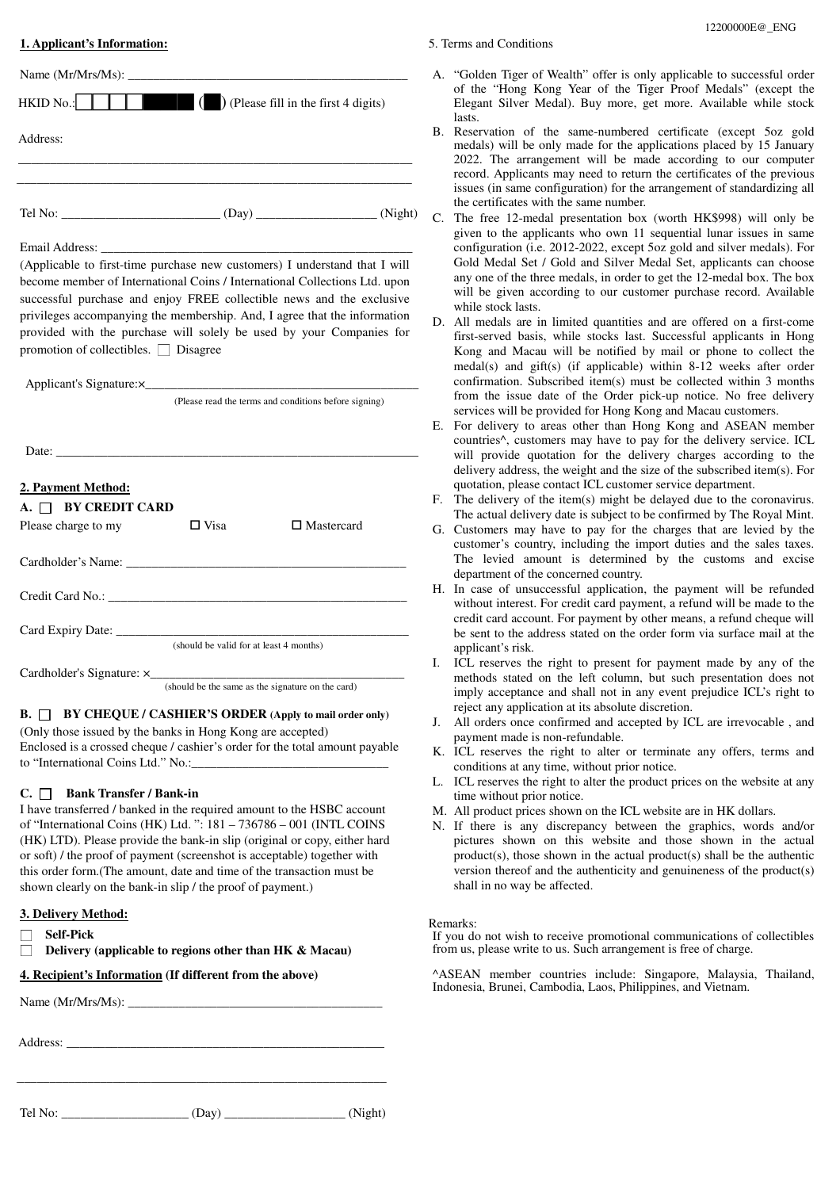## 1. Applicant's Information:

Name (Mr/Mrs/Ms): ____________________________________________

HKID No.: ☐☐☐☐■■■■ (■) (Please fill in the first 4 digits)

Address:

______________________________________________________________

______________________________________________________________

Tel No: ________________________ (Day) __________________ (Night)

Email Address: ________________________________________________

(Applicable to first-time purchase new customers) I understand that I will become member of International Coins / International Collections Ltd. upon successful purchase and enjoy FREE collectible news and the exclusive privileges accompanying the membership. And, I agree that the information provided with the purchase will solely be used by your Companies for promotion of collectibles. ☐ Disagree

Applicant's Signature:×__________________________________________

(Please read the terms and conditions before signing)

Date: ________________________________________________________

## 2. Payment Method:

**A. ☐ BY CREDIT CARD**

Please charge to my ☐ Visa ☐ Mastercard

Cardholder's Name: ____________________________________________

Credit Card No.: _______________________________________________

Card Expiry Date: ______________________________________________

(should be valid for at least 4 months)

Cardholder's Signature: ×_________________________________________

(should be the same as the signature on the card)

**B. ☐ BY CHEQUE / CASHIER'S ORDER (Apply to mail order only)**

(Only those issued by the banks in Hong Kong are accepted)
Enclosed is a crossed cheque / cashier's order for the total amount payable to "International Coins Ltd." No.:______________________________

**C. ☐ Bank Transfer / Bank-in**

I have transferred / banked in the required amount to the HSBC account of "International Coins (HK) Ltd. ": 181 – 736786 – 001 (INTL COINS (HK) LTD). Please provide the bank-in slip (original or copy, either hard or soft) / the proof of payment (screenshot is acceptable) together with this order form.(The amount, date and time of the transaction must be shown clearly on the bank-in slip / the proof of payment.)

## 3. Delivery Method:

☐ **Self-Pick**

☐ **Delivery (applicable to regions other than HK & Macau)**

## 4. Recipient's Information (If different from the above)

Name (Mr/Mrs/Ms): ________________________________________

Address: ___________________________________________________

______________________________________________________________

Tel No: ____________________ (Day) __________________ (Night)

## 5. Terms and Conditions

A. "Golden Tiger of Wealth" offer is only applicable to successful order of the "Hong Kong Year of the Tiger Proof Medals" (except the Elegant Silver Medal). Buy more, get more. Available while stock lasts.

B. Reservation of the same-numbered certificate (except 5oz gold medals) will be only made for the applications placed by 15 January 2022. The arrangement will be made according to our computer record. Applicants may need to return the certificates of the previous issues (in same configuration) for the arrangement of standardizing all the certificates with the same number.

C. The free 12-medal presentation box (worth HK$998) will only be given to the applicants who own 11 sequential lunar issues in same configuration (i.e. 2012-2022, except 5oz gold and silver medals). For Gold Medal Set / Gold and Silver Medal Set, applicants can choose any one of the three medals, in order to get the 12-medal box. The box will be given according to our customer purchase record. Available while stock lasts.

D. All medals are in limited quantities and are offered on a first-come first-served basis, while stocks last. Successful applicants in Hong Kong and Macau will be notified by mail or phone to collect the medal(s) and gift(s) (if applicable) within 8-12 weeks after order confirmation. Subscribed item(s) must be collected within 3 months from the issue date of the Order pick-up notice. No free delivery services will be provided for Hong Kong and Macau customers.

E. For delivery to areas other than Hong Kong and ASEAN member countries^, customers may have to pay for the delivery service. ICL will provide quotation for the delivery charges according to the delivery address, the weight and the size of the subscribed item(s). For quotation, please contact ICL customer service department.

F. The delivery of the item(s) might be delayed due to the coronavirus. The actual delivery date is subject to be confirmed by The Royal Mint.

G. Customers may have to pay for the charges that are levied by the customer's country, including the import duties and the sales taxes. The levied amount is determined by the customs and excise department of the concerned country.

H. In case of unsuccessful application, the payment will be refunded without interest. For credit card payment, a refund will be made to the credit card account. For payment by other means, a refund cheque will be sent to the address stated on the order form via surface mail at the applicant's risk.

I. ICL reserves the right to present for payment made by any of the methods stated on the left column, but such presentation does not imply acceptance and shall not in any event prejudice ICL's right to reject any application at its absolute discretion.

J. All orders once confirmed and accepted by ICL are irrevocable , and payment made is non-refundable.

K. ICL reserves the right to alter or terminate any offers, terms and conditions at any time, without prior notice.

L. ICL reserves the right to alter the product prices on the website at any time without prior notice.

M. All product prices shown on the ICL website are in HK dollars.

N. If there is any discrepancy between the graphics, words and/or pictures shown on this website and those shown in the actual product(s), those shown in the actual product(s) shall be the authentic version thereof and the authenticity and genuineness of the product(s) shall in no way be affected.

Remarks:
If you do not wish to receive promotional communications of collectibles from us, please write to us. Such arrangement is free of charge.

^ASEAN member countries include: Singapore, Malaysia, Thailand, Indonesia, Brunei, Cambodia, Laos, Philippines, and Vietnam.